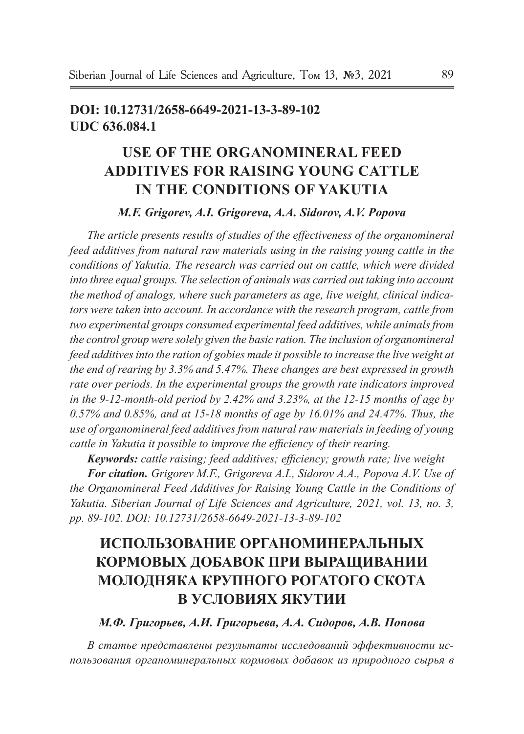**DOI: 10.12731/2658-6649-2021-13-3-89-102**
**UDC 636.084.1**

# USE OF THE ORGANOMINERAL FEED ADDITIVES FOR RAISING YOUNG CATTLE IN THE CONDITIONS OF YAKUTIA

***M.F. Grigorev, A.I. Grigoreva, A.A. Sidorov, A.V. Popova***

*The article presents results of studies of the effectiveness of the organomineral feed additives from natural raw materials using in the raising young cattle in the conditions of Yakutia. The research was carried out on cattle, which were divided into three equal groups. The selection of animals was carried out taking into account the method of analogs, where such parameters as age, live weight, clinical indicators were taken into account. In accordance with the research program, cattle from two experimental groups consumed experimental feed additives, while animals from the control group were solely given the basic ration. The inclusion of organomineral feed additives into the ration of gobies made it possible to increase the live weight at the end of rearing by 3.3% and 5.47%. These changes are best expressed in growth rate over periods. In the experimental groups the growth rate indicators improved in the 9-12-month-old period by 2.42% and 3.23%, at the 12-15 months of age by 0.57% and 0.85%, and at 15-18 months of age by 16.01% and 24.47%. Thus, the use of organomineral feed additives from natural raw materials in feeding of young cattle in Yakutia it possible to improve the efficiency of their rearing.*

***Keywords:*** *cattle raising; feed additives; efficiency; growth rate; live weight*

***For citation.*** *Grigorev M.F., Grigoreva A.I., Sidorov A.A., Popova A.V. Use of the Organomineral Feed Additives for Raising Young Cattle in the Conditions of Yakutia. Siberian Journal of Life Sciences and Agriculture, 2021, vol. 13, no. 3, pp. 89-102. DOI: 10.12731/2658-6649-2021-13-3-89-102*

# ИСПОЛЬЗОВАНИЕ ОРГАНОМИНЕРАЛЬНЫХ КОРМОВЫХ ДОБАВОК ПРИ ВЫРАЩИВАНИИ МОЛОДНЯКА КРУПНОГО РОГАТОГО СКОТА В УСЛОВИЯХ ЯКУТИИ

***М.Ф. Григорьев, А.И. Григорьева, А.А. Сидоров, А.В. Попова***

*В статье представлены результаты исследований эффективности использования органоминеральных кормовых добавок из природного сырья в*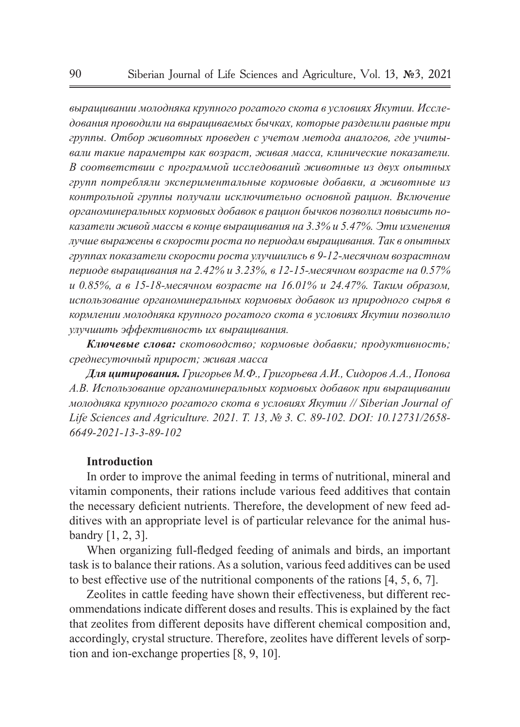*выращивании молодняка крупного рогатого скота в условиях Якутии. Исследования проводили на выращиваемых бычках, которые разделили равные три группы. Отбор животных проведен с учетом метода аналогов, где учитывали такие параметры как возраст, живая масса, клинические показатели. В соответствии с программой исследований животные из двух опытных групп потребляли экспериментальные кормовые добавки, а животные из контрольной группы получали исключительно основной рацион. Включение органоминеральных кормовых добавок в рацион бычков позволил повысить показатели живой массы в конце выращивания на 3.3% и 5.47%. Эти изменения лучше выражены в скорости роста по периодам выращивания. Так в опытных группах показатели скорости роста улучшились в 9-12-месячном возрастном периоде выращивания на 2.42% и 3.23%, в 12-15-месячном возрасте на 0.57% и 0.85%, а в 15-18-месячном возрасте на 16.01% и 24.47%. Таким образом, использование органоминеральных кормовых добавок из природного сырья в кормлении молодняка крупного рогатого скота в условиях Якутии позволило улучшить эффективность их выращивания.*

***Ключевые слова:*** *скотоводство; кормовые добавки; продуктивность; среднесуточный прирост; живая масса*

***Для цитирования.*** *Григорьев М.Ф., Григорьева А.И., Сидоров А.А., Попова А.В. Использование органоминеральных кормовых добавок при выращивании молодняка крупного рогатого скота в условиях Якутии // Siberian Journal of Life Sciences and Agriculture. 2021. Т. 13, № 3. С. 89-102. DOI: 10.12731/2658-6649-2021-13-3-89-102*

## Introduction

In order to improve the animal feeding in terms of nutritional, mineral and vitamin components, their rations include various feed additives that contain the necessary deficient nutrients. Therefore, the development of new feed additives with an appropriate level is of particular relevance for the animal husbandry [1, 2, 3].

When organizing full-fledged feeding of animals and birds, an important task is to balance their rations. As a solution, various feed additives can be used to best effective use of the nutritional components of the rations [4, 5, 6, 7].

Zeolites in cattle feeding have shown their effectiveness, but different recommendations indicate different doses and results. This is explained by the fact that zeolites from different deposits have different chemical composition and, accordingly, crystal structure. Therefore, zeolites have different levels of sorption and ion-exchange properties [8, 9, 10].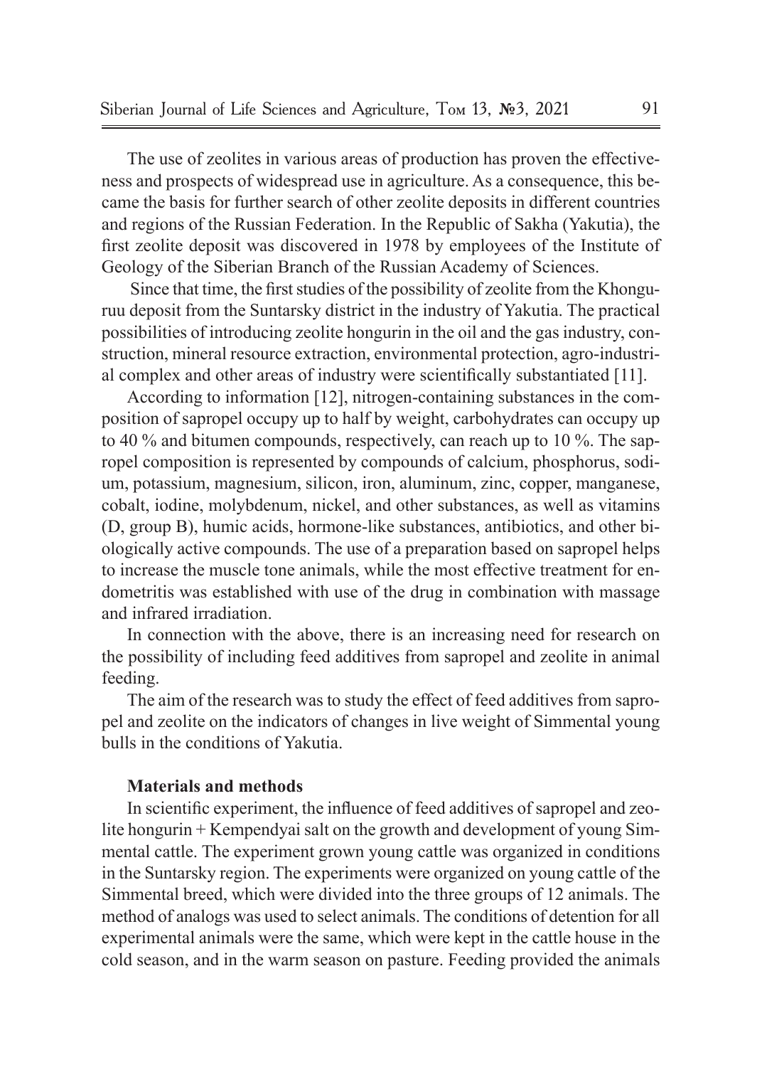The use of zeolites in various areas of production has proven the effectiveness and prospects of widespread use in agriculture. As a consequence, this became the basis for further search of other zeolite deposits in different countries and regions of the Russian Federation. In the Republic of Sakha (Yakutia), the first zeolite deposit was discovered in 1978 by employees of the Institute of Geology of the Siberian Branch of the Russian Academy of Sciences.

Since that time, the first studies of the possibility of zeolite from the Khonguruu deposit from the Suntarsky district in the industry of Yakutia. The practical possibilities of introducing zeolite hongurin in the oil and the gas industry, construction, mineral resource extraction, environmental protection, agro-industrial complex and other areas of industry were scientifically substantiated [11].

According to information [12], nitrogen-containing substances in the composition of sapropel occupy up to half by weight, carbohydrates can occupy up to 40 % and bitumen compounds, respectively, can reach up to 10 %. The sapropel composition is represented by compounds of calcium, phosphorus, sodium, potassium, magnesium, silicon, iron, aluminum, zinc, copper, manganese, cobalt, iodine, molybdenum, nickel, and other substances, as well as vitamins (D, group B), humic acids, hormone-like substances, antibiotics, and other biologically active compounds. The use of a preparation based on sapropel helps to increase the muscle tone animals, while the most effective treatment for endometritis was established with use of the drug in combination with massage and infrared irradiation.

In connection with the above, there is an increasing need for research on the possibility of including feed additives from sapropel and zeolite in animal feeding.

The aim of the research was to study the effect of feed additives from sapropel and zeolite on the indicators of changes in live weight of Simmental young bulls in the conditions of Yakutia.

## Materials and methods

In scientific experiment, the influence of feed additives of sapropel and zeolite hongurin + Kempendyai salt on the growth and development of young Simmental cattle. The experiment grown young cattle was organized in conditions in the Suntarsky region. The experiments were organized on young cattle of the Simmental breed, which were divided into the three groups of 12 animals. The method of analogs was used to select animals. The conditions of detention for all experimental animals were the same, which were kept in the cattle house in the cold season, and in the warm season on pasture. Feeding provided the animals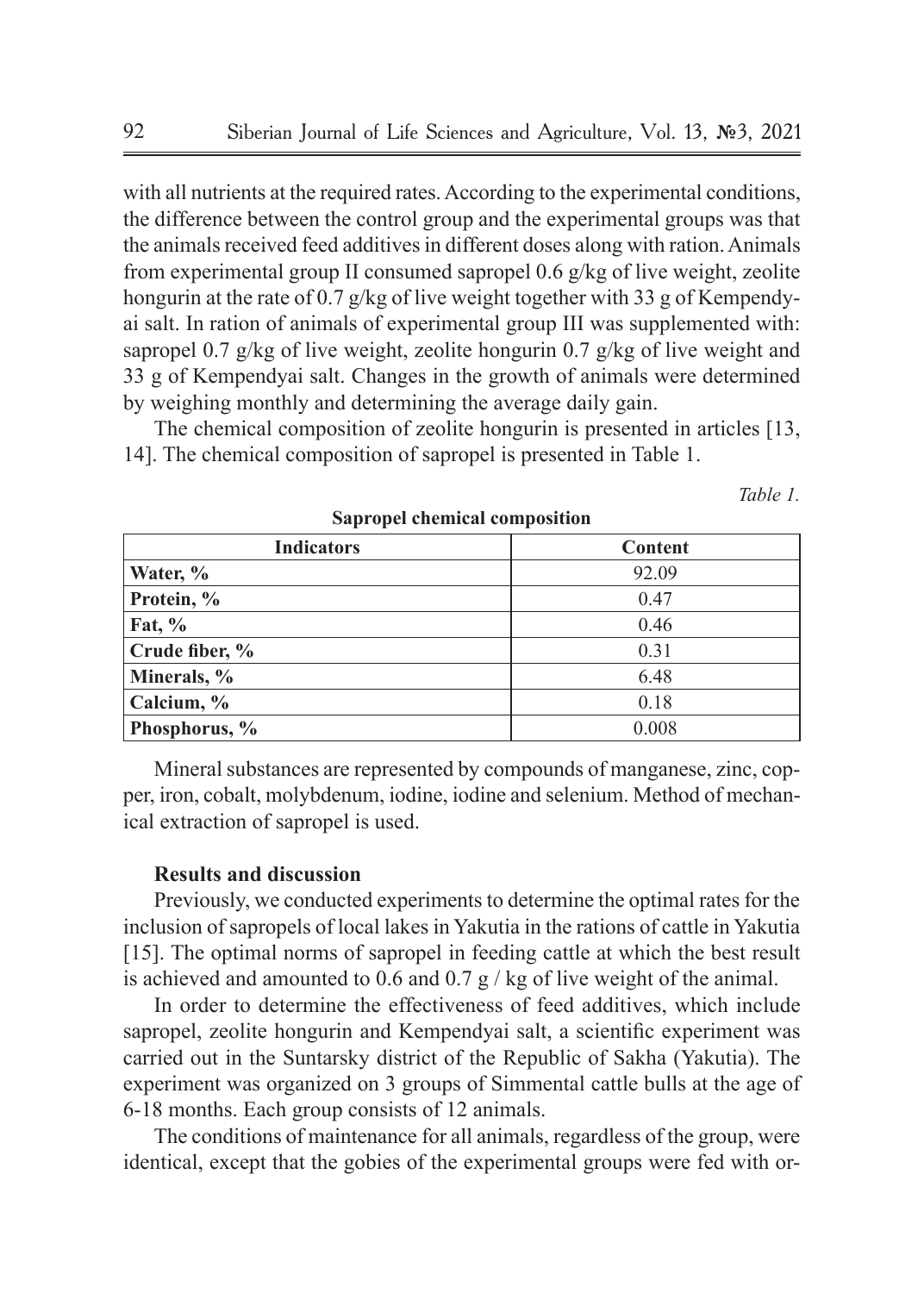with all nutrients at the required rates. According to the experimental conditions, the difference between the control group and the experimental groups was that the animals received feed additives in different doses along with ration. Animals from experimental group II consumed sapropel 0.6 g/kg of live weight, zeolite hongurin at the rate of 0.7 g/kg of live weight together with 33 g of Kempendyai salt. In ration of animals of experimental group III was supplemented with: sapropel 0.7 g/kg of live weight, zeolite hongurin 0.7 g/kg of live weight and 33 g of Kempendyai salt. Changes in the growth of animals were determined by weighing monthly and determining the average daily gain.

The chemical composition of zeolite hongurin is presented in articles [13, 14]. The chemical composition of sapropel is presented in Table 1.

*Table 1.*

**Sapropel chemical composition**

| Indicators | Content |
|---|---|
| **Water, %** | 92.09 |
| **Protein, %** | 0.47 |
| **Fat, %** | 0.46 |
| **Crude fiber, %** | 0.31 |
| **Minerals, %** | 6.48 |
| **Calcium, %** | 0.18 |
| **Phosphorus, %** | 0.008 |

Mineral substances are represented by compounds of manganese, zinc, copper, iron, cobalt, molybdenum, iodine, iodine and selenium. Method of mechanical extraction of sapropel is used.

## Results and discussion

Previously, we conducted experiments to determine the optimal rates for the inclusion of sapropels of local lakes in Yakutia in the rations of cattle in Yakutia [15]. The optimal norms of sapropel in feeding cattle at which the best result is achieved and amounted to 0.6 and 0.7 g / kg of live weight of the animal.

In order to determine the effectiveness of feed additives, which include sapropel, zeolite hongurin and Kempendyai salt, a scientific experiment was carried out in the Suntarsky district of the Republic of Sakha (Yakutia). The experiment was organized on 3 groups of Simmental cattle bulls at the age of 6-18 months. Each group consists of 12 animals.

The conditions of maintenance for all animals, regardless of the group, were identical, except that the gobies of the experimental groups were fed with or-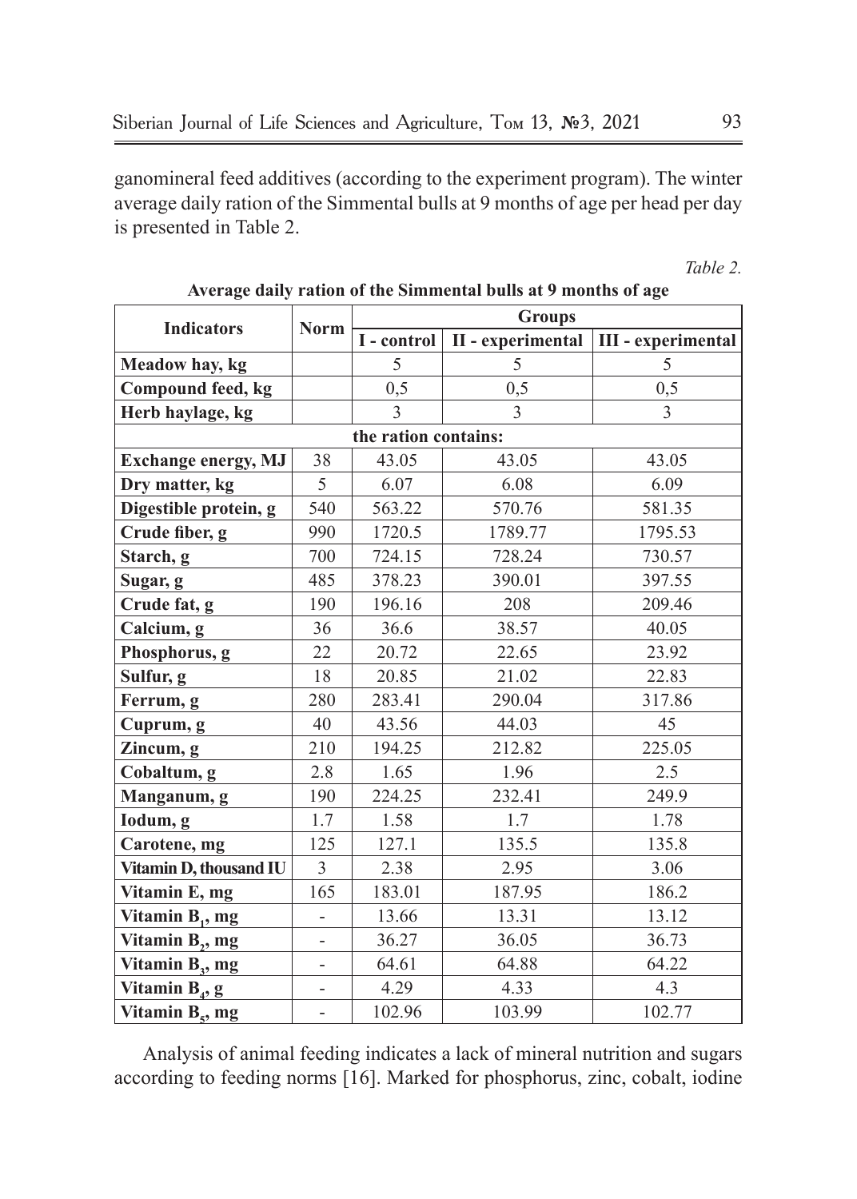ganomineral feed additives (according to the experiment program). The winter average daily ration of the Simmental bulls at 9 months of age per head per day is presented in Table 2.

*Table 2.*

**Average daily ration of the Simmental bulls at 9 months of age**

| Indicators | Norm | Groups | | |
|---|---|---|---|---|
| | | I - control | II - experimental | III - experimental |
| **Meadow hay, kg** | | 5 | 5 | 5 |
| **Compound feed, kg** | | 0,5 | 0,5 | 0,5 |
| **Herb haylage, kg** | | 3 | 3 | 3 |
| **the ration contains:** | | | | |
| **Exchange energy, MJ** | 38 | 43.05 | 43.05 | 43.05 |
| **Dry matter, kg** | 5 | 6.07 | 6.08 | 6.09 |
| **Digestible protein, g** | 540 | 563.22 | 570.76 | 581.35 |
| **Crude fiber, g** | 990 | 1720.5 | 1789.77 | 1795.53 |
| **Starch, g** | 700 | 724.15 | 728.24 | 730.57 |
| **Sugar, g** | 485 | 378.23 | 390.01 | 397.55 |
| **Crude fat, g** | 190 | 196.16 | 208 | 209.46 |
| **Calcium, g** | 36 | 36.6 | 38.57 | 40.05 |
| **Phosphorus, g** | 22 | 20.72 | 22.65 | 23.92 |
| **Sulfur, g** | 18 | 20.85 | 21.02 | 22.83 |
| **Ferrum, g** | 280 | 283.41 | 290.04 | 317.86 |
| **Cuprum, g** | 40 | 43.56 | 44.03 | 45 |
| **Zincum, g** | 210 | 194.25 | 212.82 | 225.05 |
| **Cobaltum, g** | 2.8 | 1.65 | 1.96 | 2.5 |
| **Manganum, g** | 190 | 224.25 | 232.41 | 249.9 |
| **Iodum, g** | 1.7 | 1.58 | 1.7 | 1.78 |
| **Carotene, mg** | 125 | 127.1 | 135.5 | 135.8 |
| **Vitamin D, thousand IU** | 3 | 2.38 | 2.95 | 3.06 |
| **Vitamin E, mg** | 165 | 183.01 | 187.95 | 186.2 |
| **Vitamin $B_1$, mg** | - | 13.66 | 13.31 | 13.12 |
| **Vitamin $B_2$, mg** | - | 36.27 | 36.05 | 36.73 |
| **Vitamin $B_3$, mg** | - | 64.61 | 64.88 | 64.22 |
| **Vitamin $B_4$, g** | - | 4.29 | 4.33 | 4.3 |
| **Vitamin $B_5$, mg** | - | 102.96 | 103.99 | 102.77 |

Analysis of animal feeding indicates a lack of mineral nutrition and sugars according to feeding norms [16]. Marked for phosphorus, zinc, cobalt, iodine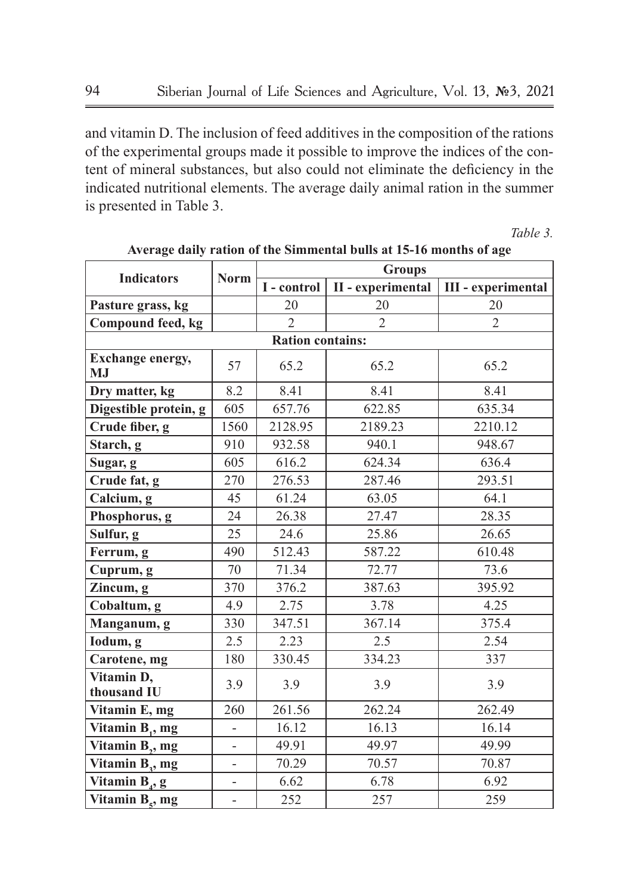and vitamin D. The inclusion of feed additives in the composition of the rations of the experimental groups made it possible to improve the indices of the content of mineral substances, but also could not eliminate the deficiency in the indicated nutritional elements. The average daily animal ration in the summer is presented in Table 3.

*Table 3.*

**Average daily ration of the Simmental bulls at 15-16 months of age**

| Indicators | Norm | Groups | | |
|---|---|---|---|---|
| | | I - control | II - experimental | III - experimental |
| **Pasture grass, kg** | | 20 | 20 | 20 |
| **Compound feed, kg** | | 2 | 2 | 2 |
| **Ration contains:** | | | | |
| **Exchange energy, MJ** | 57 | 65.2 | 65.2 | 65.2 |
| **Dry matter, kg** | 8.2 | 8.41 | 8.41 | 8.41 |
| **Digestible protein, g** | 605 | 657.76 | 622.85 | 635.34 |
| **Crude fiber, g** | 1560 | 2128.95 | 2189.23 | 2210.12 |
| **Starch, g** | 910 | 932.58 | 940.1 | 948.67 |
| **Sugar, g** | 605 | 616.2 | 624.34 | 636.4 |
| **Crude fat, g** | 270 | 276.53 | 287.46 | 293.51 |
| **Calcium, g** | 45 | 61.24 | 63.05 | 64.1 |
| **Phosphorus, g** | 24 | 26.38 | 27.47 | 28.35 |
| **Sulfur, g** | 25 | 24.6 | 25.86 | 26.65 |
| **Ferrum, g** | 490 | 512.43 | 587.22 | 610.48 |
| **Cuprum, g** | 70 | 71.34 | 72.77 | 73.6 |
| **Zincum, g** | 370 | 376.2 | 387.63 | 395.92 |
| **Cobaltum, g** | 4.9 | 2.75 | 3.78 | 4.25 |
| **Manganum, g** | 330 | 347.51 | 367.14 | 375.4 |
| **Iodum, g** | 2.5 | 2.23 | 2.5 | 2.54 |
| **Carotene, mg** | 180 | 330.45 | 334.23 | 337 |
| **Vitamin D, thousand IU** | 3.9 | 3.9 | 3.9 | 3.9 |
| **Vitamin E, mg** | 260 | 261.56 | 262.24 | 262.49 |
| **Vitamin $B_1$, mg** | - | 16.12 | 16.13 | 16.14 |
| **Vitamin $B_2$, mg** | - | 49.91 | 49.97 | 49.99 |
| **Vitamin $B_3$, mg** | - | 70.29 | 70.57 | 70.87 |
| **Vitamin $B_4$, g** | - | 6.62 | 6.78 | 6.92 |
| **Vitamin $B_5$, mg** | - | 252 | 257 | 259 |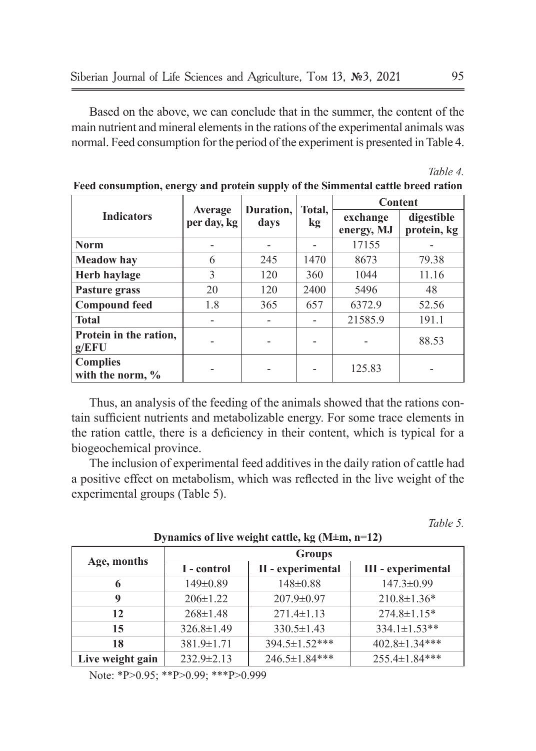Based on the above, we can conclude that in the summer, the content of the main nutrient and mineral elements in the rations of the experimental animals was normal. Feed consumption for the period of the experiment is presented in Table 4.

*Table 4.*

**Feed consumption, energy and protein supply of the Simmental cattle breed ration**

| Indicators | Average per day, kg | Duration, days | Total, kg | Content | |
|---|---|---|---|---|---|
| | | | | exchange energy, MJ | digestible protein, kg |
| **Norm** | - | - | - | 17155 | - |
| **Meadow hay** | 6 | 245 | 1470 | 8673 | 79.38 |
| **Herb haylage** | 3 | 120 | 360 | 1044 | 11.16 |
| **Pasture grass** | 20 | 120 | 2400 | 5496 | 48 |
| **Compound feed** | 1.8 | 365 | 657 | 6372.9 | 52.56 |
| **Total** | - | - | - | 21585.9 | 191.1 |
| **Protein in the ration, g/EFU** | - | - | - | - | 88.53 |
| **Complies with the norm, %** | - | - | - | 125.83 | - |

Thus, an analysis of the feeding of the animals showed that the rations contain sufficient nutrients and metabolizable energy. For some trace elements in the ration cattle, there is a deficiency in their content, which is typical for a biogeochemical province.

The inclusion of experimental feed additives in the daily ration of cattle had a positive effect on metabolism, which was reflected in the live weight of the experimental groups (Table 5).

*Table 5.*

**Dynamics of live weight cattle, kg (M±m, n=12)**

| Age, months | Groups | | |
|---|---|---|---|
| | I - control | II - experimental | III - experimental |
| **6** | 149±0.89 | 148±0.88 | 147.3±0.99 |
| **9** | 206±1.22 | 207.9±0.97 | 210.8±1.36* |
| **12** | 268±1.48 | 271.4±1.13 | 274.8±1.15* |
| **15** | 326.8±1.49 | 330.5±1.43 | 334.1±1.53** |
| **18** | 381.9±1.71 | 394.5±1.52*** | 402.8±1.34*** |
| **Live weight gain** | 232.9±2.13 | 246.5±1.84*** | 255.4±1.84*** |

Note: *P>0.95; **P>0.99; ***P>0.999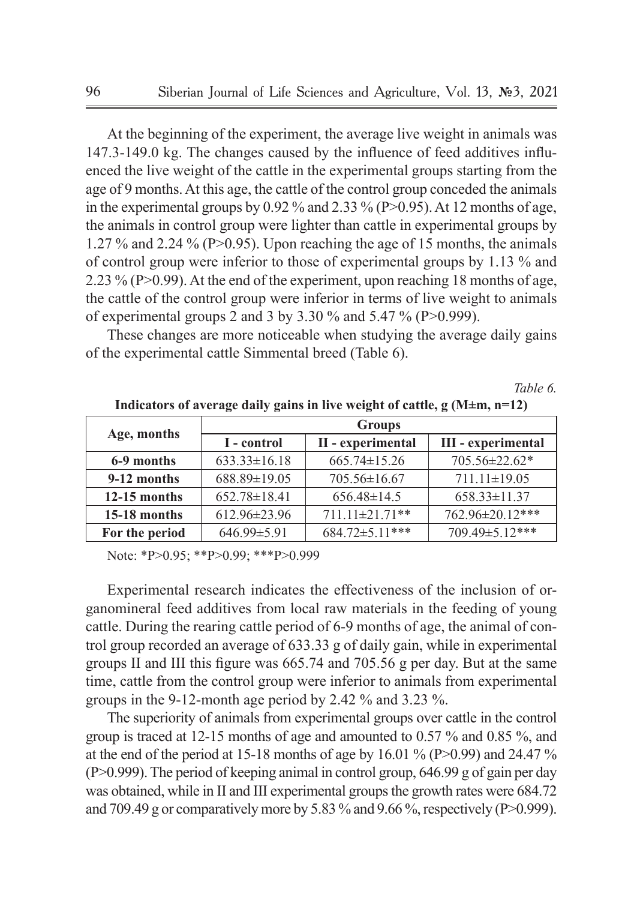At the beginning of the experiment, the average live weight in animals was 147.3-149.0 kg. The changes caused by the influence of feed additives influenced the live weight of the cattle in the experimental groups starting from the age of 9 months. At this age, the cattle of the control group conceded the animals in the experimental groups by 0.92 % and 2.33 % (P>0.95). At 12 months of age, the animals in control group were lighter than cattle in experimental groups by 1.27 % and 2.24 % (P>0.95). Upon reaching the age of 15 months, the animals of control group were inferior to those of experimental groups by 1.13 % and 2.23 % (P>0.99). At the end of the experiment, upon reaching 18 months of age, the cattle of the control group were inferior in terms of live weight to animals of experimental groups 2 and 3 by 3.30 % and 5.47 % (P>0.999).

These changes are more noticeable when studying the average daily gains of the experimental cattle Simmental breed (Table 6).

*Table 6.*

**Indicators of average daily gains in live weight of cattle, g (M±m, n=12)**

| Age, months | Groups | | |
|---|---|---|---|
| | I - control | II - experimental | III - experimental |
| **6-9 months** | 633.33±16.18 | 665.74±15.26 | 705.56±22.62* |
| **9-12 months** | 688.89±19.05 | 705.56±16.67 | 711.11±19.05 |
| **12-15 months** | 652.78±18.41 | 656.48±14.5 | 658.33±11.37 |
| **15-18 months** | 612.96±23.96 | 711.11±21.71** | 762.96±20.12*** |
| **For the period** | 646.99±5.91 | 684.72±5.11*** | 709.49±5.12*** |

Note: *P>0.95; **P>0.99; ***P>0.999

Experimental research indicates the effectiveness of the inclusion of organomineral feed additives from local raw materials in the feeding of young cattle. During the rearing cattle period of 6-9 months of age, the animal of control group recorded an average of 633.33 g of daily gain, while in experimental groups II and III this figure was 665.74 and 705.56 g per day. But at the same time, cattle from the control group were inferior to animals from experimental groups in the 9-12-month age period by 2.42 % and 3.23 %.

The superiority of animals from experimental groups over cattle in the control group is traced at 12-15 months of age and amounted to 0.57 % and 0.85 %, and at the end of the period at 15-18 months of age by 16.01 % (P>0.99) and 24.47 % (P>0.999). The period of keeping animal in control group, 646.99 g of gain per day was obtained, while in II and III experimental groups the growth rates were 684.72 and 709.49 g or comparatively more by 5.83 % and 9.66 %, respectively (P>0.999).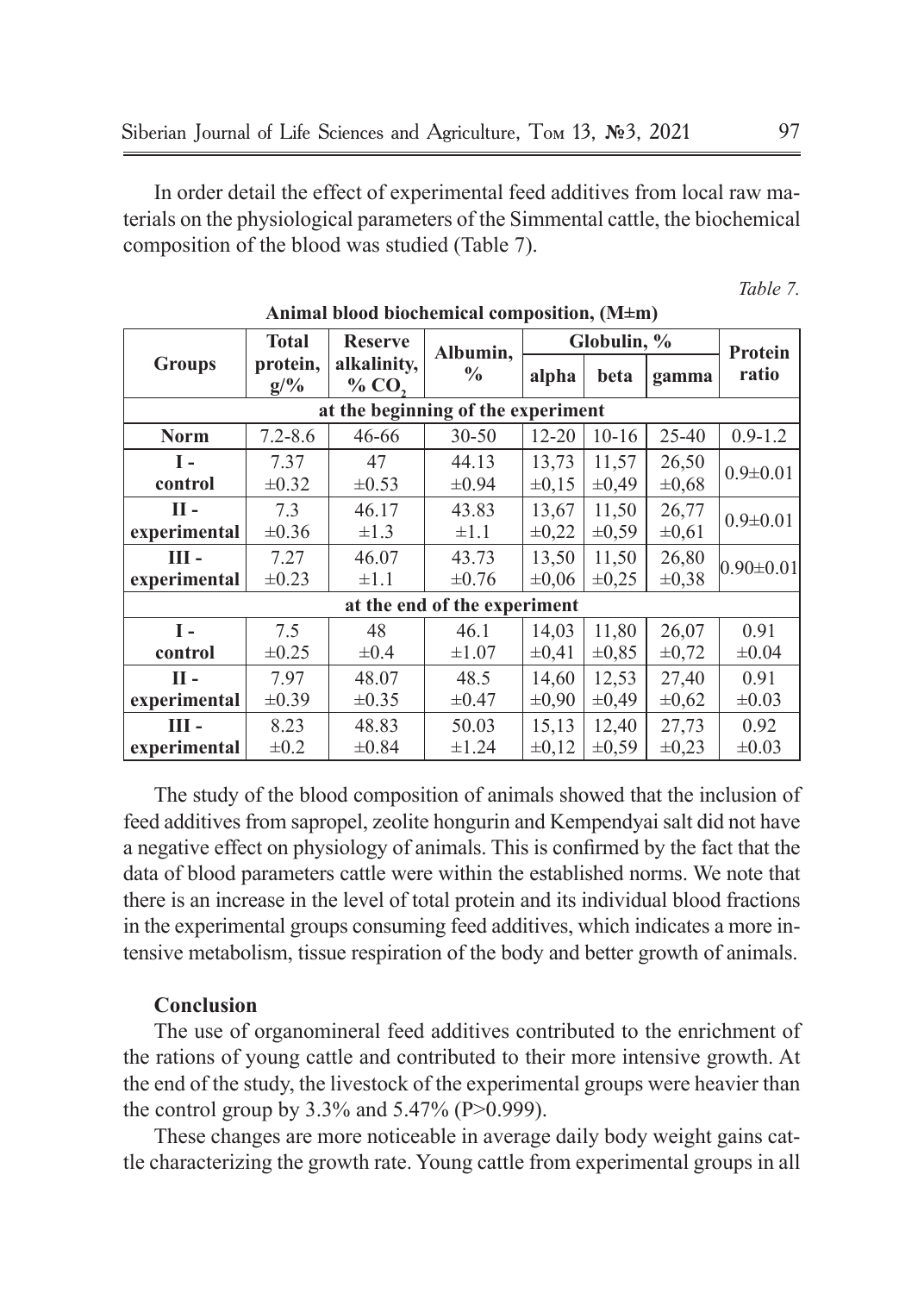In order detail the effect of experimental feed additives from local raw materials on the physiological parameters of the Simmental cattle, the biochemical composition of the blood was studied (Table 7).

*Table 7.*

**Animal blood biochemical composition, (M±m)**

| Groups | Total protein, g/% | Reserve alkalinity, % $CO_2$ | Albumin, % | Globulin, % | | | Protein ratio |
|---|---|---|---|---|---|---|---|
| | | | | alpha | beta | gamma | |
| **at the beginning of the experiment** | | | | | | | |
| **Norm** | 7.2-8.6 | 46-66 | 30-50 | 12-20 | 10-16 | 25-40 | 0.9-1.2 |
| **I - control** | 7.37 ±0.32 | 47 ±0.53 | 44.13 ±0.94 | 13,73 ±0,15 | 11,57 ±0,49 | 26,50 ±0,68 | 0.9±0.01 |
| **II - experimental** | 7.3 ±0.36 | 46.17 ±1.3 | 43.83 ±1.1 | 13,67 ±0,22 | 11,50 ±0,59 | 26,77 ±0,61 | 0.9±0.01 |
| **III - experimental** | 7.27 ±0.23 | 46.07 ±1.1 | 43.73 ±0.76 | 13,50 ±0,06 | 11,50 ±0,25 | 26,80 ±0,38 | 0.90±0.01 |
| **at the end of the experiment** | | | | | | | |
| **I - control** | 7.5 ±0.25 | 48 ±0.4 | 46.1 ±1.07 | 14,03 ±0,41 | 11,80 ±0,85 | 26,07 ±0,72 | 0.91 ±0.04 |
| **II - experimental** | 7.97 ±0.39 | 48.07 ±0.35 | 48.5 ±0.47 | 14,60 ±0,90 | 12,53 ±0,49 | 27,40 ±0,62 | 0.91 ±0.03 |
| **III - experimental** | 8.23 ±0.2 | 48.83 ±0.84 | 50.03 ±1.24 | 15,13 ±0,12 | 12,40 ±0,59 | 27,73 ±0,23 | 0.92 ±0.03 |

The study of the blood composition of animals showed that the inclusion of feed additives from sapropel, zeolite hongurin and Kempendyai salt did not have a negative effect on physiology of animals. This is confirmed by the fact that the data of blood parameters cattle were within the established norms. We note that there is an increase in the level of total protein and its individual blood fractions in the experimental groups consuming feed additives, which indicates a more intensive metabolism, tissue respiration of the body and better growth of animals.

## Conclusion

The use of organomineral feed additives contributed to the enrichment of the rations of young cattle and contributed to their more intensive growth. At the end of the study, the livestock of the experimental groups were heavier than the control group by 3.3% and 5.47% ($P>0.999$).

These changes are more noticeable in average daily body weight gains cattle characterizing the growth rate. Young cattle from experimental groups in all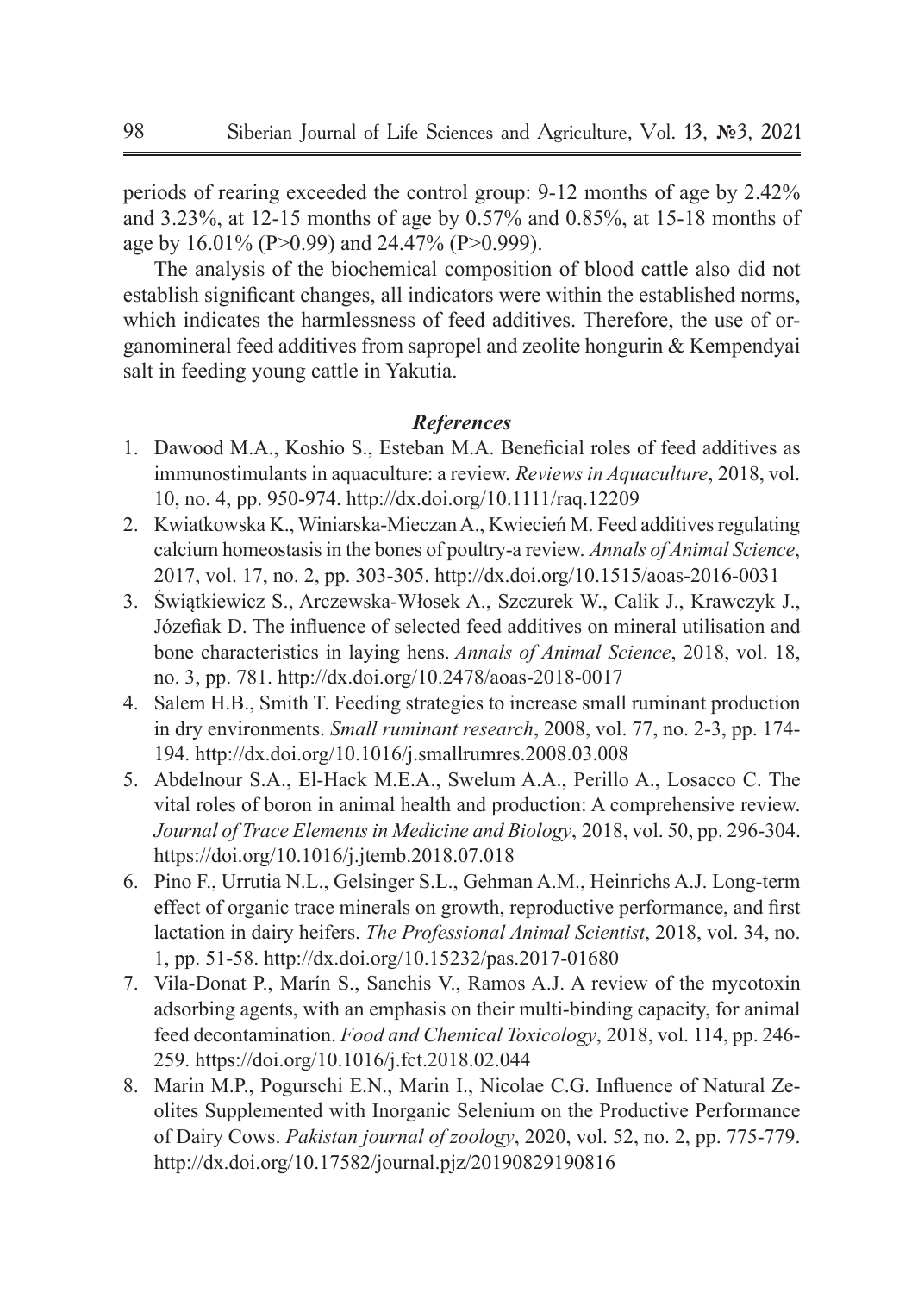periods of rearing exceeded the control group: 9-12 months of age by 2.42% and 3.23%, at 12-15 months of age by 0.57% and 0.85%, at 15-18 months of age by 16.01% (P>0.99) and 24.47% (P>0.999).

The analysis of the biochemical composition of blood cattle also did not establish significant changes, all indicators were within the established norms, which indicates the harmlessness of feed additives. Therefore, the use of organomineral feed additives from sapropel and zeolite hongurin & Kempendyai salt in feeding young cattle in Yakutia.

### *References*

1. Dawood M.A., Koshio S., Esteban M.A. Beneficial roles of feed additives as immunostimulants in aquaculture: a review. *Reviews in Aquaculture*, 2018, vol. 10, no. 4, pp. 950-974. http://dx.doi.org/10.1111/raq.12209
2. Kwiatkowska K., Winiarska-Mieczan A., Kwiecień M. Feed additives regulating calcium homeostasis in the bones of poultry-a review. *Annals of Animal Science*, 2017, vol. 17, no. 2, pp. 303-305. http://dx.doi.org/10.1515/aoas-2016-0031
3. Świątkiewicz S., Arczewska-Włosek A., Szczurek W., Calik J., Krawczyk J., Józefiak D. The influence of selected feed additives on mineral utilisation and bone characteristics in laying hens. *Annals of Animal Science*, 2018, vol. 18, no. 3, pp. 781. http://dx.doi.org/10.2478/aoas-2018-0017
4. Salem H.B., Smith T. Feeding strategies to increase small ruminant production in dry environments. *Small ruminant research*, 2008, vol. 77, no. 2-3, pp. 174-194. http://dx.doi.org/10.1016/j.smallrumres.2008.03.008
5. Abdelnour S.A., El-Hack M.E.A., Swelum A.A., Perillo A., Losacco C. The vital roles of boron in animal health and production: A comprehensive review. *Journal of Trace Elements in Medicine and Biology*, 2018, vol. 50, pp. 296-304. https://doi.org/10.1016/j.jtemb.2018.07.018
6. Pino F., Urrutia N.L., Gelsinger S.L., Gehman A.M., Heinrichs A.J. Long-term effect of organic trace minerals on growth, reproductive performance, and first lactation in dairy heifers. *The Professional Animal Scientist*, 2018, vol. 34, no. 1, pp. 51-58. http://dx.doi.org/10.15232/pas.2017-01680
7. Vila-Donat P., Marín S., Sanchis V., Ramos A.J. A review of the mycotoxin adsorbing agents, with an emphasis on their multi-binding capacity, for animal feed decontamination. *Food and Chemical Toxicology*, 2018, vol. 114, pp. 246-259. https://doi.org/10.1016/j.fct.2018.02.044
8. Marin M.P., Pogurschi E.N., Marin I., Nicolae C.G. Influence of Natural Zeolites Supplemented with Inorganic Selenium on the Productive Performance of Dairy Cows. *Pakistan journal of zoology*, 2020, vol. 52, no. 2, pp. 775-779. http://dx.doi.org/10.17582/journal.pjz/20190829190816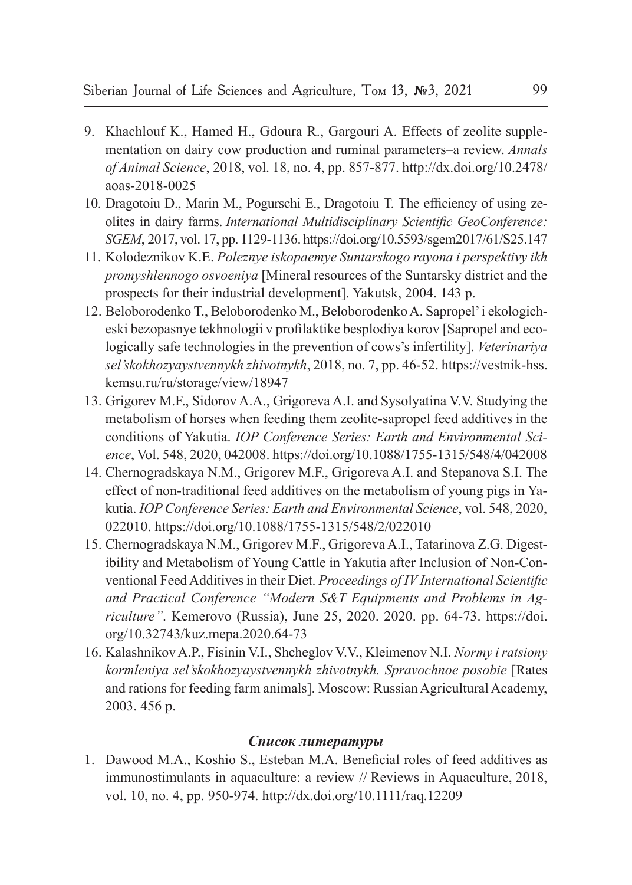9. Khachlouf K., Hamed H., Gdoura R., Gargouri A. Effects of zeolite supplementation on dairy cow production and ruminal parameters–a review. *Annals of Animal Science*, 2018, vol. 18, no. 4, pp. 857-877. http://dx.doi.org/10.2478/aoas-2018-0025
10. Dragotoiu D., Marin M., Pogurschi E., Dragotoiu T. The efficiency of using zeolites in dairy farms. *International Multidisciplinary Scientific GeoConference: SGEM*, 2017, vol. 17, pp. 1129-1136. https://doi.org/10.5593/sgem2017/61/S25.147
11. Kolodeznikov K.E. *Poleznye iskopaemye Suntarskogo rayona i perspektivy ikh promyshlennogo osvoeniya* [Mineral resources of the Suntarsky district and the prospects for their industrial development]. Yakutsk, 2004. 143 p.
12. Beloborodenko T., Beloborodenko M., Beloborodenko A. Sapropel' i ekologicheski bezopasnye tekhnologii v profilaktike besplodiya korov [Sapropel and ecologically safe technologies in the prevention of cows's infertility]. *Veterinariya sel'skokhozyaystvennykh zhivotnykh*, 2018, no. 7, pp. 46-52. https://vestnik-hss.kemsu.ru/ru/storage/view/18947
13. Grigorev M.F., Sidorov A.A., Grigoreva A.I. and Sysolyatina V.V. Studying the metabolism of horses when feeding them zeolite-sapropel feed additives in the conditions of Yakutia. *IOP Conference Series: Earth and Environmental Science*, Vol. 548, 2020, 042008. https://doi.org/10.1088/1755-1315/548/4/042008
14. Chernogradskaya N.M., Grigorev M.F., Grigoreva A.I. and Stepanova S.I. The effect of non-traditional feed additives on the metabolism of young pigs in Yakutia. *IOP Conference Series: Earth and Environmental Science*, vol. 548, 2020, 022010. https://doi.org/10.1088/1755-1315/548/2/022010
15. Chernogradskaya N.M., Grigorev M.F., Grigoreva A.I., Tatarinova Z.G. Digestibility and Metabolism of Young Cattle in Yakutia after Inclusion of Non-Conventional Feed Additives in their Diet. *Proceedings of IV International Scientific and Practical Conference "Modern S&T Equipments and Problems in Agriculture"*. Kemerovo (Russia), June 25, 2020. 2020. pp. 64-73. https://doi.org/10.32743/kuz.mepa.2020.64-73
16. Kalashnikov A.P., Fisinin V.I., Shcheglov V.V., Kleimenov N.I. *Normy i ratsiony kormleniya sel'skokhozyaystvennykh zhivotnykh. Spravochnoe posobie* [Rates and rations for feeding farm animals]. Moscow: Russian Agricultural Academy, 2003. 456 p.

### *Список литературы*

1. Dawood M.A., Koshio S., Esteban M.A. Beneficial roles of feed additives as immunostimulants in aquaculture: a review // Reviews in Aquaculture, 2018, vol. 10, no. 4, pp. 950-974. http://dx.doi.org/10.1111/raq.12209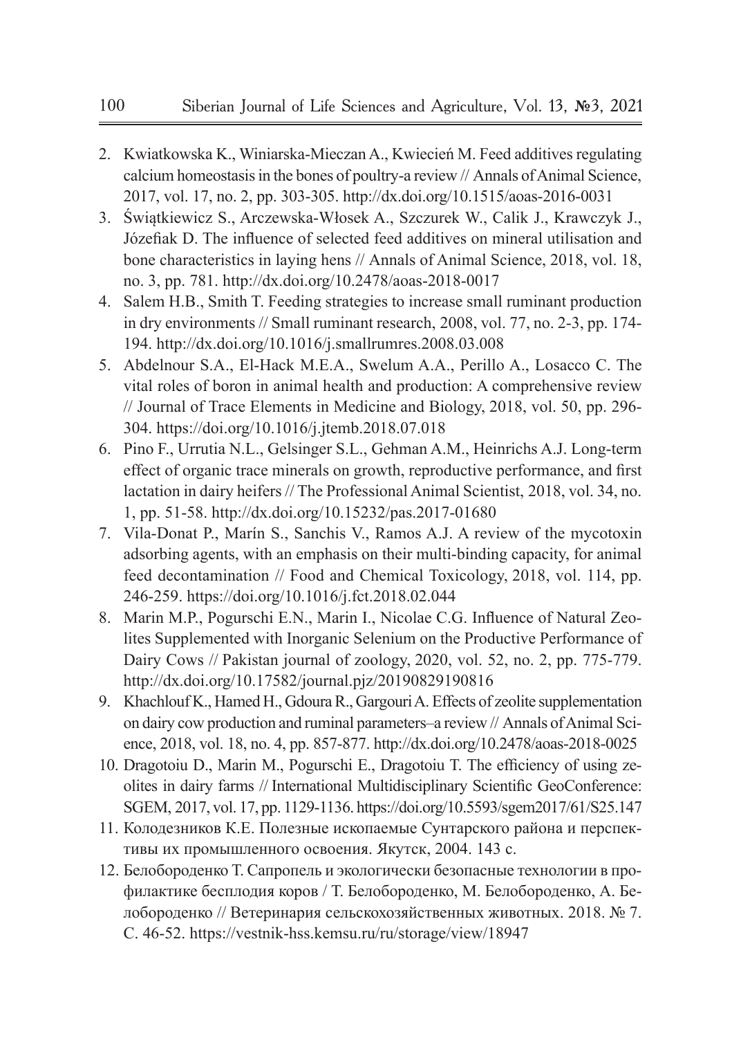2. Kwiatkowska K., Winiarska-Mieczan A., Kwiecień M. Feed additives regulating calcium homeostasis in the bones of poultry-a review // Annals of Animal Science, 2017, vol. 17, no. 2, pp. 303-305. http://dx.doi.org/10.1515/aoas-2016-0031
3. Świątkiewicz S., Arczewska-Włosek A., Szczurek W., Calik J., Krawczyk J., Józefiak D. The influence of selected feed additives on mineral utilisation and bone characteristics in laying hens // Annals of Animal Science, 2018, vol. 18, no. 3, pp. 781. http://dx.doi.org/10.2478/aoas-2018-0017
4. Salem H.B., Smith T. Feeding strategies to increase small ruminant production in dry environments // Small ruminant research, 2008, vol. 77, no. 2-3, pp. 174-194. http://dx.doi.org/10.1016/j.smallrumres.2008.03.008
5. Abdelnour S.A., El-Hack M.E.A., Swelum A.A., Perillo A., Losacco C. The vital roles of boron in animal health and production: A comprehensive review // Journal of Trace Elements in Medicine and Biology, 2018, vol. 50, pp. 296-304. https://doi.org/10.1016/j.jtemb.2018.07.018
6. Pino F., Urrutia N.L., Gelsinger S.L., Gehman A.M., Heinrichs A.J. Long-term effect of organic trace minerals on growth, reproductive performance, and first lactation in dairy heifers // The Professional Animal Scientist, 2018, vol. 34, no. 1, pp. 51-58. http://dx.doi.org/10.15232/pas.2017-01680
7. Vila-Donat P., Marín S., Sanchis V., Ramos A.J. A review of the mycotoxin adsorbing agents, with an emphasis on their multi-binding capacity, for animal feed decontamination // Food and Chemical Toxicology, 2018, vol. 114, pp. 246-259. https://doi.org/10.1016/j.fct.2018.02.044
8. Marin M.P., Pogurschi E.N., Marin I., Nicolae C.G. Influence of Natural Zeolites Supplemented with Inorganic Selenium on the Productive Performance of Dairy Cows // Pakistan journal of zoology, 2020, vol. 52, no. 2, pp. 775-779. http://dx.doi.org/10.17582/journal.pjz/20190829190816
9. Khachlouf K., Hamed H., Gdoura R., Gargouri A. Effects of zeolite supplementation on dairy cow production and ruminal parameters–a review // Annals of Animal Science, 2018, vol. 18, no. 4, pp. 857-877. http://dx.doi.org/10.2478/aoas-2018-0025
10. Dragotoiu D., Marin M., Pogurschi E., Dragotoiu T. The efficiency of using zeolites in dairy farms // International Multidisciplinary Scientific GeoConference: SGEM, 2017, vol. 17, pp. 1129-1136. https://doi.org/10.5593/sgem2017/61/S25.147
11. Колодезников К.Е. Полезные ископаемые Сунтарского района и перспективы их промышленного освоения. Якутск, 2004. 143 с.
12. Белобороденко Т. Сапропель и экологически безопасные технологии в профилактике бесплодия коров / Т. Белобороденко, М. Белобороденко, А. Белобороденко // Ветеринария сельскохозяйственных животных. 2018. № 7. С. 46-52. https://vestnik-hss.kemsu.ru/ru/storage/view/18947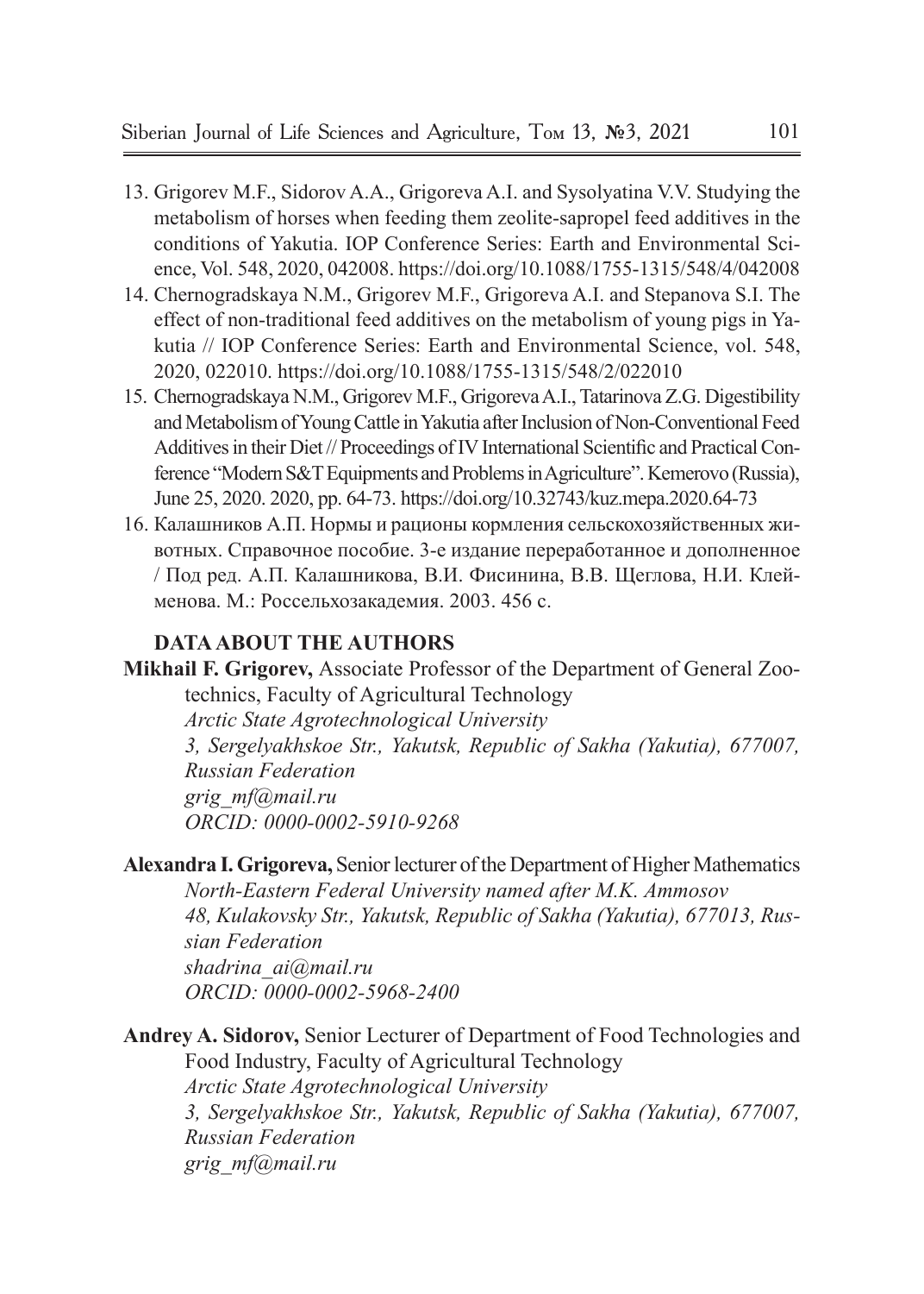13. Grigorev M.F., Sidorov A.A., Grigoreva A.I. and Sysolyatina V.V. Studying the metabolism of horses when feeding them zeolite-sapropel feed additives in the conditions of Yakutia. IOP Conference Series: Earth and Environmental Science, Vol. 548, 2020, 042008. https://doi.org/10.1088/1755-1315/548/4/042008
14. Chernogradskaya N.M., Grigorev M.F., Grigoreva A.I. and Stepanova S.I. The effect of non-traditional feed additives on the metabolism of young pigs in Yakutia // IOP Conference Series: Earth and Environmental Science, vol. 548, 2020, 022010. https://doi.org/10.1088/1755-1315/548/2/022010
15. Chernogradskaya N.M., Grigorev M.F., Grigoreva A.I., Tatarinova Z.G. Digestibility and Metabolism of Young Cattle in Yakutia after Inclusion of Non-Conventional Feed Additives in their Diet // Proceedings of IV International Scientific and Practical Conference "Modern S&T Equipments and Problems in Agriculture". Kemerovo (Russia), June 25, 2020. 2020, pp. 64-73. https://doi.org/10.32743/kuz.mepa.2020.64-73
16. Калашников А.П. Нормы и рационы кормления сельскохозяйственных животных. Справочное пособие. 3-е издание переработанное и дополненное / Под ред. А.П. Калашникова, В.И. Фисинина, В.В. Щеглова, Н.И. Клейменова. М.: Россельхозакадемия. 2003. 456 с.

## DATA ABOUT THE AUTHORS

**Mikhail F. Grigorev,** Associate Professor of the Department of General Zootechnics, Faculty of Agricultural Technology
*Arctic State Agrotechnological University*
*3, Sergelyakhskoe Str., Yakutsk, Republic of Sakha (Yakutia), 677007, Russian Federation*
*grig_mf@mail.ru*
*ORCID: 0000-0002-5910-9268*

**Alexandra I. Grigoreva,** Senior lecturer of the Department of Higher Mathematics
*North-Eastern Federal University named after M.K. Ammosov*
*48, Kulakovsky Str., Yakutsk, Republic of Sakha (Yakutia), 677013, Russian Federation*
*shadrina_ai@mail.ru*
*ORCID: 0000-0002-5968-2400*

**Andrey A. Sidorov,** Senior Lecturer of Department of Food Technologies and Food Industry, Faculty of Agricultural Technology
*Arctic State Agrotechnological University*
*3, Sergelyakhskoe Str., Yakutsk, Republic of Sakha (Yakutia), 677007, Russian Federation*
*grig_mf@mail.ru*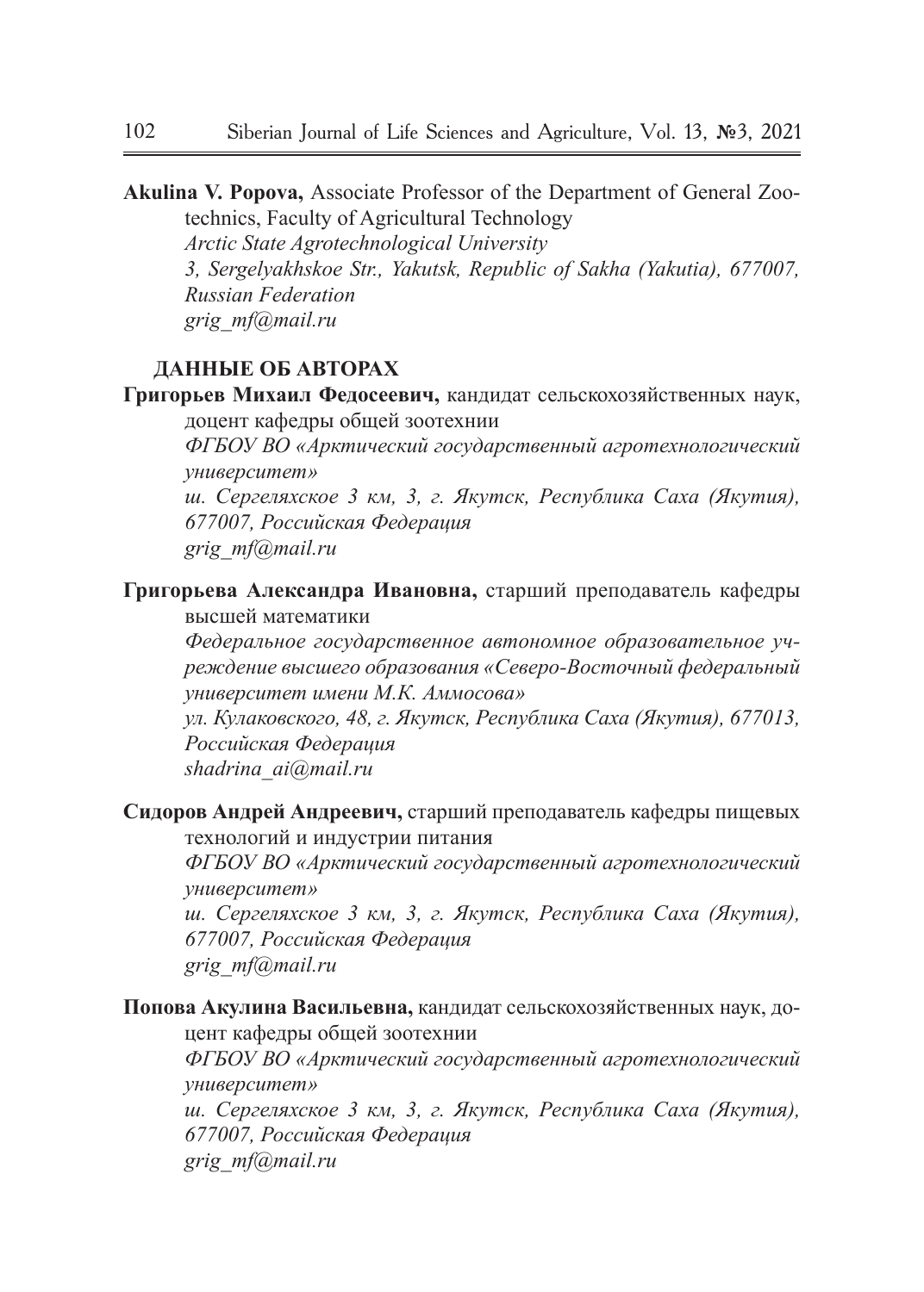**Akulina V. Popova,** Associate Professor of the Department of General Zootechnics, Faculty of Agricultural Technology
*Arctic State Agrotechnological University*
*3, Sergelyakhskoe Str., Yakutsk, Republic of Sakha (Yakutia), 677007, Russian Federation*
*grig_mf@mail.ru*

## ДАННЫЕ ОБ АВТОРАХ

**Григорьев Михаил Федосеевич,** кандидат сельскохозяйственных наук, доцент кафедры общей зоотехнии
*ФГБОУ ВО «Арктический государственный агротехнологический университет»*
*ш. Сергеляхское 3 км, 3, г. Якутск, Республика Саха (Якутия), 677007, Российская Федерация*
*grig_mf@mail.ru*

**Григорьева Александра Ивановна,** старший преподаватель кафедры высшей математики
*Федеральное государственное автономное образовательное учреждение высшего образования «Северо-Восточный федеральный университет имени М.К. Аммосова»*
*ул. Кулаковского, 48, г. Якутск, Республика Саха (Якутия), 677013, Российская Федерация*
*shadrina_ai@mail.ru*

**Сидоров Андрей Андреевич,** старший преподаватель кафедры пищевых технологий и индустрии питания
*ФГБОУ ВО «Арктический государственный агротехнологический университет»*
*ш. Сергеляхское 3 км, 3, г. Якутск, Республика Саха (Якутия), 677007, Российская Федерация*
*grig_mf@mail.ru*

**Попова Акулина Васильевна,** кандидат сельскохозяйственных наук, доцент кафедры общей зоотехнии
*ФГБОУ ВО «Арктический государственный агротехнологический университет»*
*ш. Сергеляхское 3 км, 3, г. Якутск, Республика Саха (Якутия), 677007, Российская Федерация*
*grig_mf@mail.ru*